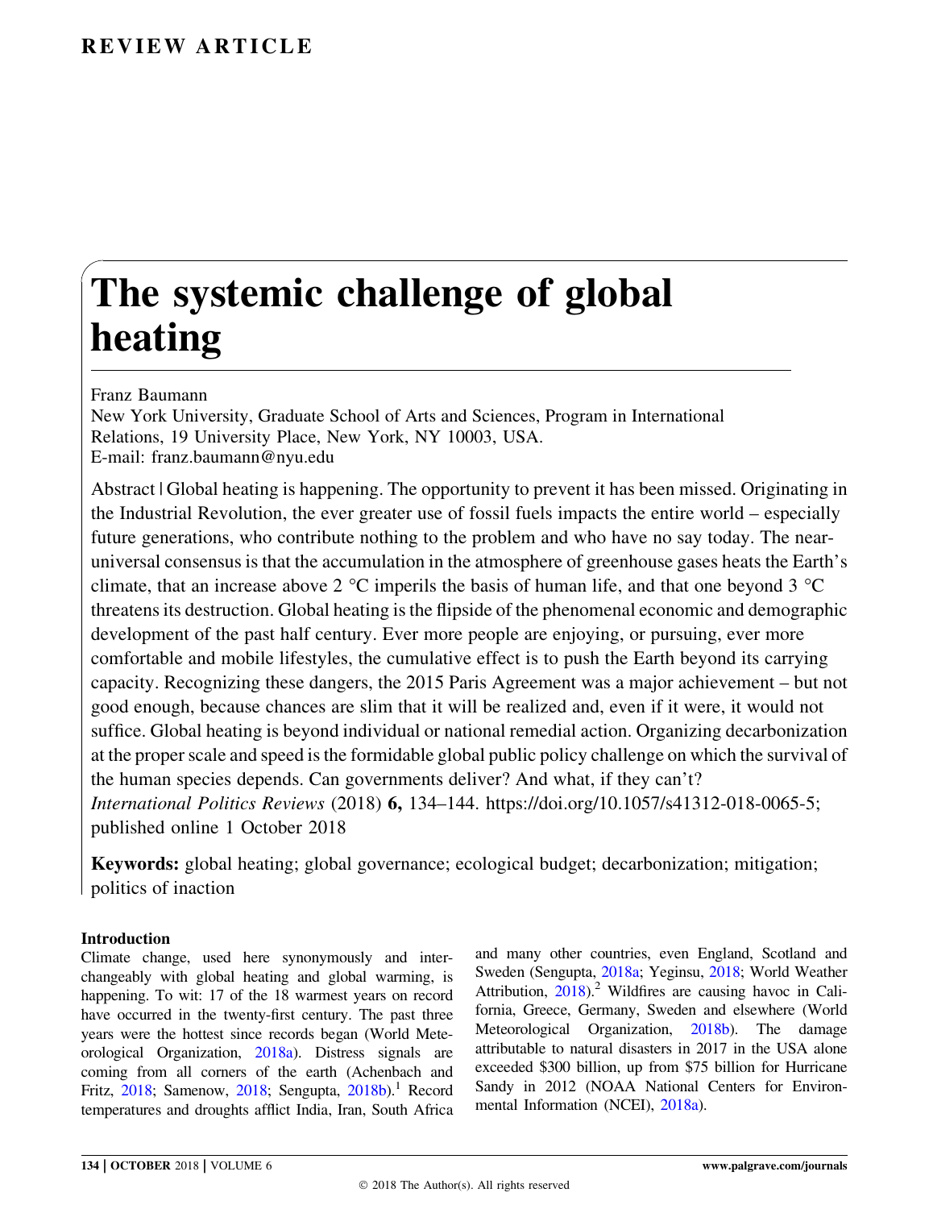REVIEW ARTICLE

# The systemic challenge of global heating

Franz Baumann

New York University, Graduate School of Arts and Sciences, Program in International Relations, 19 University Place, New York, NY 10003, USA.
E-mail: franz.baumann@nyu.edu

Abstract | Global heating is happening. The opportunity to prevent it has been missed. Originating in the Industrial Revolution, the ever greater use of fossil fuels impacts the entire world – especially future generations, who contribute nothing to the problem and who have no say today. The near-universal consensus is that the accumulation in the atmosphere of greenhouse gases heats the Earth's climate, that an increase above 2 °C imperils the basis of human life, and that one beyond 3 °C threatens its destruction. Global heating is the flipside of the phenomenal economic and demographic development of the past half century. Ever more people are enjoying, or pursuing, ever more comfortable and mobile lifestyles, the cumulative effect is to push the Earth beyond its carrying capacity. Recognizing these dangers, the 2015 Paris Agreement was a major achievement – but not good enough, because chances are slim that it will be realized and, even if it were, it would not suffice. Global heating is beyond individual or national remedial action. Organizing decarbonization at the proper scale and speed is the formidable global public policy challenge on which the survival of the human species depends. Can governments deliver? And what, if they can't?
*International Politics Reviews* (2018) **6,** 134–144. https://doi.org/10.1057/s41312-018-0065-5; published online 1 October 2018

**Keywords:** global heating; global governance; ecological budget; decarbonization; mitigation; politics of inaction

## Introduction

Climate change, used here synonymously and interchangeably with global heating and global warming, is happening. To wit: 17 of the 18 warmest years on record have occurred in the twenty-first century. The past three years were the hottest since records began (World Meteorological Organization, 2018a). Distress signals are coming from all corners of the earth (Achenbach and Fritz, 2018; Samenow, 2018; Sengupta, 2018b).[1] Record temperatures and droughts afflict India, Iran, South Africa and many other countries, even England, Scotland and Sweden (Sengupta, 2018a; Yeginsu, 2018; World Weather Attribution, 2018).[2] Wildfires are causing havoc in California, Greece, Germany, Sweden and elsewhere (World Meteorological Organization, 2018b). The damage attributable to natural disasters in 2017 in the USA alone exceeded $300 billion, up from $75 billion for Hurricane Sandy in 2012 (NOAA National Centers for Environmental Information (NCEI), 2018a).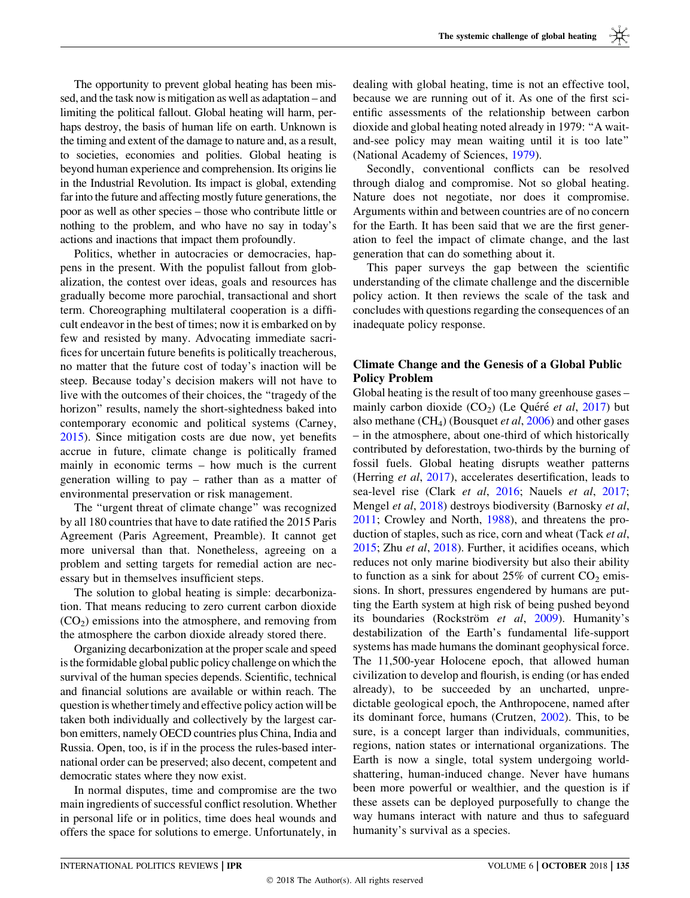The opportunity to prevent global heating has been missed, and the task now is mitigation as well as adaptation – and limiting the political fallout. Global heating will harm, perhaps destroy, the basis of human life on earth. Unknown is the timing and extent of the damage to nature and, as a result, to societies, economies and polities. Global heating is beyond human experience and comprehension. Its origins lie in the Industrial Revolution. Its impact is global, extending far into the future and affecting mostly future generations, the poor as well as other species – those who contribute little or nothing to the problem, and who have no say in today's actions and inactions that impact them profoundly.

Politics, whether in autocracies or democracies, happens in the present. With the populist fallout from globalization, the contest over ideas, goals and resources has gradually become more parochial, transactional and short term. Choreographing multilateral cooperation is a difficult endeavor in the best of times; now it is embarked on by few and resisted by many. Advocating immediate sacrifices for uncertain future benefits is politically treacherous, no matter that the future cost of today's inaction will be steep. Because today's decision makers will not have to live with the outcomes of their choices, the "tragedy of the horizon" results, namely the short-sightedness baked into contemporary economic and political systems (Carney, 2015). Since mitigation costs are due now, yet benefits accrue in future, climate change is politically framed mainly in economic terms – how much is the current generation willing to pay – rather than as a matter of environmental preservation or risk management.

The "urgent threat of climate change" was recognized by all 180 countries that have to date ratified the 2015 Paris Agreement (Paris Agreement, Preamble). It cannot get more universal than that. Nonetheless, agreeing on a problem and setting targets for remedial action are necessary but in themselves insufficient steps.

The solution to global heating is simple: decarbonization. That means reducing to zero current carbon dioxide ($CO_2$) emissions into the atmosphere, and removing from the atmosphere the carbon dioxide already stored there.

Organizing decarbonization at the proper scale and speed is the formidable global public policy challenge on which the survival of the human species depends. Scientific, technical and financial solutions are available or within reach. The question is whether timely and effective policy action will be taken both individually and collectively by the largest carbon emitters, namely OECD countries plus China, India and Russia. Open, too, is if in the process the rules-based international order can be preserved; also decent, competent and democratic states where they now exist.

In normal disputes, time and compromise are the two main ingredients of successful conflict resolution. Whether in personal life or in politics, time does heal wounds and offers the space for solutions to emerge. Unfortunately, in dealing with global heating, time is not an effective tool, because we are running out of it. As one of the first scientific assessments of the relationship between carbon dioxide and global heating noted already in 1979: "A wait-and-see policy may mean waiting until it is too late" (National Academy of Sciences, 1979).

Secondly, conventional conflicts can be resolved through dialog and compromise. Not so global heating. Nature does not negotiate, nor does it compromise. Arguments within and between countries are of no concern for the Earth. It has been said that we are the first generation to feel the impact of climate change, and the last generation that can do something about it.

This paper surveys the gap between the scientific understanding of the climate challenge and the discernible policy action. It then reviews the scale of the task and concludes with questions regarding the consequences of an inadequate policy response.

## Climate Change and the Genesis of a Global Public Policy Problem

Global heating is the result of too many greenhouse gases – mainly carbon dioxide ($CO_2$) (Le Quéré *et al*, 2017) but also methane ($CH_4$) (Bousquet *et al*, 2006) and other gases – in the atmosphere, about one-third of which historically contributed by deforestation, two-thirds by the burning of fossil fuels. Global heating disrupts weather patterns (Herring *et al*, 2017), accelerates desertification, leads to sea-level rise (Clark *et al*, 2016; Nauels *et al*, 2017; Mengel *et al*, 2018) destroys biodiversity (Barnosky *et al*, 2011; Crowley and North, 1988), and threatens the production of staples, such as rice, corn and wheat (Tack *et al*, 2015; Zhu *et al*, 2018). Further, it acidifies oceans, which reduces not only marine biodiversity but also their ability to function as a sink for about 25% of current $CO_2$ emissions. In short, pressures engendered by humans are putting the Earth system at high risk of being pushed beyond its boundaries (Rockström *et al*, 2009). Humanity's destabilization of the Earth's fundamental life-support systems has made humans the dominant geophysical force. The 11,500-year Holocene epoch, that allowed human civilization to develop and flourish, is ending (or has ended already), to be succeeded by an uncharted, unpredictable geological epoch, the Anthropocene, named after its dominant force, humans (Crutzen, 2002). This, to be sure, is a concept larger than individuals, communities, regions, nation states or international organizations. The Earth is now a single, total system undergoing world-shattering, human-induced change. Never have humans been more powerful or wealthier, and the question is if these assets can be deployed purposefully to change the way humans interact with nature and thus to safeguard humanity's survival as a species.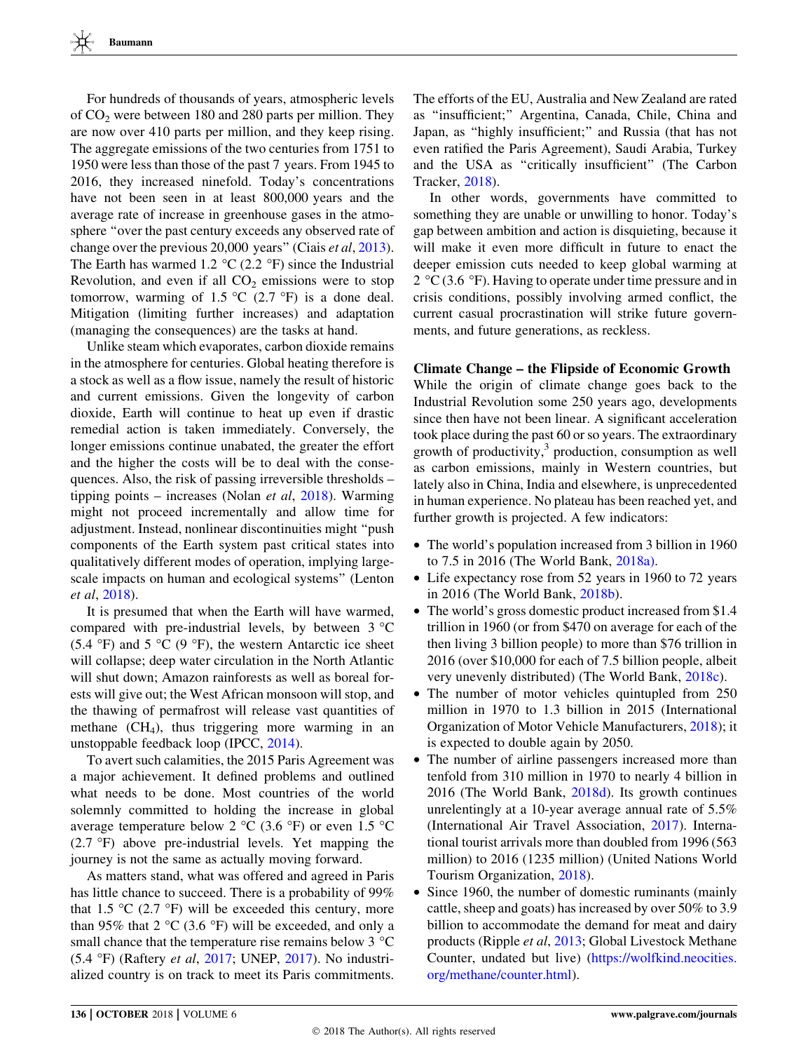For hundreds of thousands of years, atmospheric levels of $CO_2$ were between 180 and 280 parts per million. They are now over 410 parts per million, and they keep rising. The aggregate emissions of the two centuries from 1751 to 1950 were less than those of the past 7 years. From 1945 to 2016, they increased ninefold. Today's concentrations have not been seen in at least 800,000 years and the average rate of increase in greenhouse gases in the atmosphere "over the past century exceeds any observed rate of change over the previous 20,000 years" (Ciais *et al*, 2013). The Earth has warmed 1.2 °C (2.2 °F) since the Industrial Revolution, and even if all $CO_2$ emissions were to stop tomorrow, warming of 1.5 °C (2.7 °F) is a done deal. Mitigation (limiting further increases) and adaptation (managing the consequences) are the tasks at hand.

Unlike steam which evaporates, carbon dioxide remains in the atmosphere for centuries. Global heating therefore is a stock as well as a flow issue, namely the result of historic and current emissions. Given the longevity of carbon dioxide, Earth will continue to heat up even if drastic remedial action is taken immediately. Conversely, the longer emissions continue unabated, the greater the effort and the higher the costs will be to deal with the consequences. Also, the risk of passing irreversible thresholds – tipping points – increases (Nolan *et al*, 2018). Warming might not proceed incrementally and allow time for adjustment. Instead, nonlinear discontinuities might "push components of the Earth system past critical states into qualitatively different modes of operation, implying large-scale impacts on human and ecological systems" (Lenton *et al*, 2018).

It is presumed that when the Earth will have warmed, compared with pre-industrial levels, by between 3 °C (5.4 °F) and 5 °C (9 °F), the western Antarctic ice sheet will collapse; deep water circulation in the North Atlantic will shut down; Amazon rainforests as well as boreal forests will give out; the West African monsoon will stop, and the thawing of permafrost will release vast quantities of methane ($CH_4$), thus triggering more warming in an unstoppable feedback loop (IPCC, 2014).

To avert such calamities, the 2015 Paris Agreement was a major achievement. It defined problems and outlined what needs to be done. Most countries of the world solemnly committed to holding the increase in global average temperature below 2 °C (3.6 °F) or even 1.5 °C (2.7 °F) above pre-industrial levels. Yet mapping the journey is not the same as actually moving forward.

As matters stand, what was offered and agreed in Paris has little chance to succeed. There is a probability of 99% that 1.5 °C (2.7 °F) will be exceeded this century, more than 95% that 2 °C (3.6 °F) will be exceeded, and only a small chance that the temperature rise remains below 3 °C (5.4 °F) (Raftery *et al*, 2017; UNEP, 2017). No industrialized country is on track to meet its Paris commitments. The efforts of the EU, Australia and New Zealand are rated as "insufficient;" Argentina, Canada, Chile, China and Japan, as "highly insufficient;" and Russia (that has not even ratified the Paris Agreement), Saudi Arabia, Turkey and the USA as "critically insufficient" (The Carbon Tracker, 2018).

In other words, governments have committed to something they are unable or unwilling to honor. Today's gap between ambition and action is disquieting, because it will make it even more difficult in future to enact the deeper emission cuts needed to keep global warming at 2 °C (3.6 °F). Having to operate under time pressure and in crisis conditions, possibly involving armed conflict, the current casual procrastination will strike future governments, and future generations, as reckless.

## Climate Change – the Flipside of Economic Growth

While the origin of climate change goes back to the Industrial Revolution some 250 years ago, developments since then have not been linear. A significant acceleration took place during the past 60 or so years. The extraordinary growth of productivity,[3] production, consumption as well as carbon emissions, mainly in Western countries, but lately also in China, India and elsewhere, is unprecedented in human experience. No plateau has been reached yet, and further growth is projected. A few indicators:

- The world's population increased from 3 billion in 1960 to 7.5 in 2016 (The World Bank, 2018a).
- Life expectancy rose from 52 years in 1960 to 72 years in 2016 (The World Bank, 2018b).
- The world's gross domestic product increased from $1.4 trillion in 1960 (or from $470 on average for each of the then living 3 billion people) to more than $76 trillion in 2016 (over $10,000 for each of 7.5 billion people, albeit very unevenly distributed) (The World Bank, 2018c).
- The number of motor vehicles quintupled from 250 million in 1970 to 1.3 billion in 2015 (International Organization of Motor Vehicle Manufacturers, 2018); it is expected to double again by 2050.
- The number of airline passengers increased more than tenfold from 310 million in 1970 to nearly 4 billion in 2016 (The World Bank, 2018d). Its growth continues unrelentingly at a 10-year average annual rate of 5.5% (International Air Travel Association, 2017). International tourist arrivals more than doubled from 1996 (563 million) to 2016 (1235 million) (United Nations World Tourism Organization, 2018).
- Since 1960, the number of domestic ruminants (mainly cattle, sheep and goats) has increased by over 50% to 3.9 billion to accommodate the demand for meat and dairy products (Ripple *et al*, 2013; Global Livestock Methane Counter, undated but live) (https://wolfkind.neocities.org/methane/counter.html).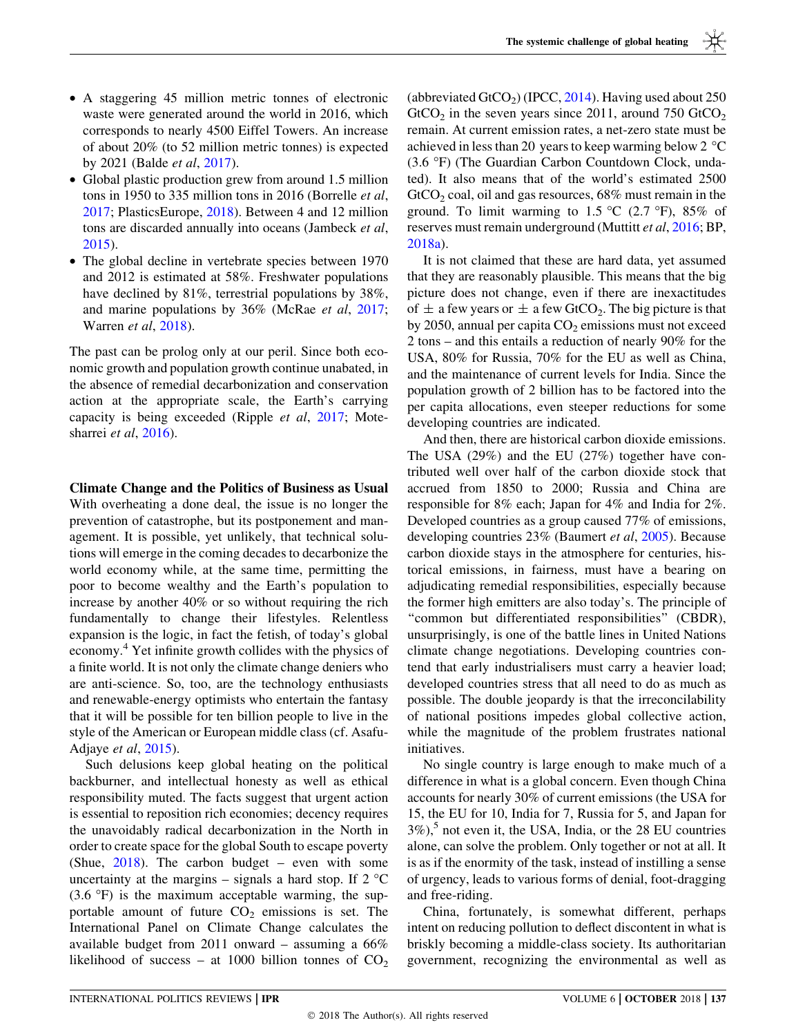- A staggering 45 million metric tonnes of electronic waste were generated around the world in 2016, which corresponds to nearly 4500 Eiffel Towers. An increase of about 20% (to 52 million metric tonnes) is expected by 2021 (Balde *et al*, 2017).
- Global plastic production grew from around 1.5 million tons in 1950 to 335 million tons in 2016 (Borrelle *et al*, 2017; PlasticsEurope, 2018). Between 4 and 12 million tons are discarded annually into oceans (Jambeck *et al*, 2015).
- The global decline in vertebrate species between 1970 and 2012 is estimated at 58%. Freshwater populations have declined by 81%, terrestrial populations by 38%, and marine populations by 36% (McRae *et al*, 2017; Warren *et al*, 2018).

The past can be prolog only at our peril. Since both economic growth and population growth continue unabated, in the absence of remedial decarbonization and conservation action at the appropriate scale, the Earth's carrying capacity is being exceeded (Ripple *et al*, 2017; Motesharrei *et al*, 2016).

## Climate Change and the Politics of Business as Usual

With overheating a done deal, the issue is no longer the prevention of catastrophe, but its postponement and management. It is possible, yet unlikely, that technical solutions will emerge in the coming decades to decarbonize the world economy while, at the same time, permitting the poor to become wealthy and the Earth's population to increase by another 40% or so without requiring the rich fundamentally to change their lifestyles. Relentless expansion is the logic, in fact the fetish, of today's global economy.[4] Yet infinite growth collides with the physics of a finite world. It is not only the climate change deniers who are anti-science. So, too, are the technology enthusiasts and renewable-energy optimists who entertain the fantasy that it will be possible for ten billion people to live in the style of the American or European middle class (cf. Asafu-Adjaye *et al*, 2015).

Such delusions keep global heating on the political backburner, and intellectual honesty as well as ethical responsibility muted. The facts suggest that urgent action is essential to reposition rich economies; decency requires the unavoidably radical decarbonization in the North in order to create space for the global South to escape poverty (Shue, 2018). The carbon budget – even with some uncertainty at the margins – signals a hard stop. If 2 °C (3.6 °F) is the maximum acceptable warming, the supportable amount of future $CO_2$ emissions is set. The International Panel on Climate Change calculates the available budget from 2011 onward – assuming a 66% likelihood of success – at 1000 billion tonnes of $CO_2$ (abbreviated $GtCO_2$) (IPCC, 2014). Having used about 250 $GtCO_2$ in the seven years since 2011, around 750 $GtCO_2$ remain. At current emission rates, a net-zero state must be achieved in less than 20 years to keep warming below 2 °C (3.6 °F) (The Guardian Carbon Countdown Clock, undated). It also means that of the world's estimated 2500 $GtCO_2$ coal, oil and gas resources, 68% must remain in the ground. To limit warming to 1.5 °C (2.7 °F), 85% of reserves must remain underground (Muttitt *et al*, 2016; BP, 2018a).

It is not claimed that these are hard data, yet assumed that they are reasonably plausible. This means that the big picture does not change, even if there are inexactitudes of ± a few years or ± a few $GtCO_2$. The big picture is that by 2050, annual per capita $CO_2$ emissions must not exceed 2 tons – and this entails a reduction of nearly 90% for the USA, 80% for Russia, 70% for the EU as well as China, and the maintenance of current levels for India. Since the population growth of 2 billion has to be factored into the per capita allocations, even steeper reductions for some developing countries are indicated.

And then, there are historical carbon dioxide emissions. The USA (29%) and the EU (27%) together have contributed well over half of the carbon dioxide stock that accrued from 1850 to 2000; Russia and China are responsible for 8% each; Japan for 4% and India for 2%. Developed countries as a group caused 77% of emissions, developing countries 23% (Baumert *et al*, 2005). Because carbon dioxide stays in the atmosphere for centuries, historical emissions, in fairness, must have a bearing on adjudicating remedial responsibilities, especially because the former high emitters are also today's. The principle of "common but differentiated responsibilities" (CBDR), unsurprisingly, is one of the battle lines in United Nations climate change negotiations. Developing countries contend that early industrialisers must carry a heavier load; developed countries stress that all need to do as much as possible. The double jeopardy is that the irreconcilability of national positions impedes global collective action, while the magnitude of the problem frustrates national initiatives.

No single country is large enough to make much of a difference in what is a global concern. Even though China accounts for nearly 30% of current emissions (the USA for 15, the EU for 10, India for 7, Russia for 5, and Japan for 3%),[5] not even it, the USA, India, or the 28 EU countries alone, can solve the problem. Only together or not at all. It is as if the enormity of the task, instead of instilling a sense of urgency, leads to various forms of denial, foot-dragging and free-riding.

China, fortunately, is somewhat different, perhaps intent on reducing pollution to deflect discontent in what is briskly becoming a middle-class society. Its authoritarian government, recognizing the environmental as well as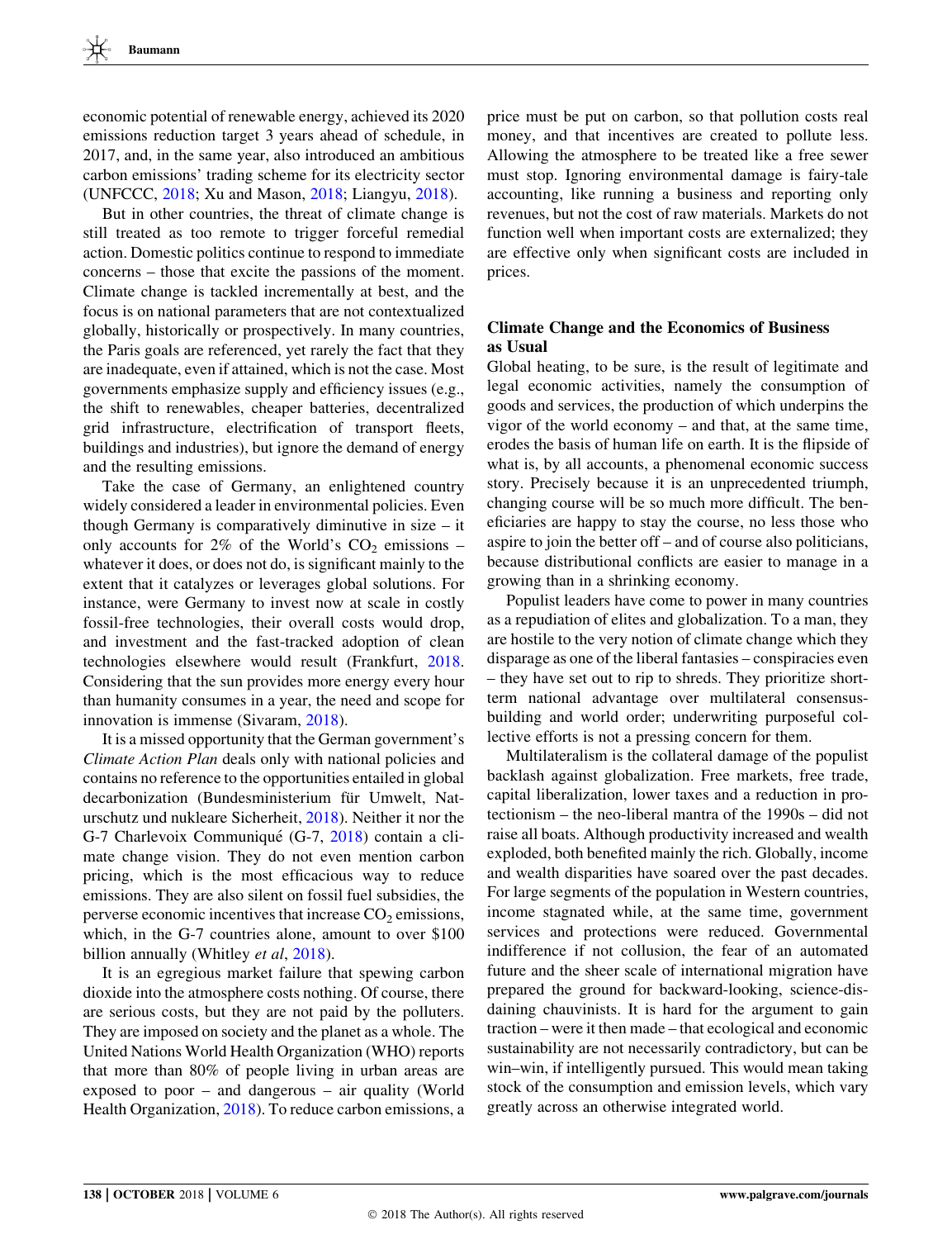economic potential of renewable energy, achieved its 2020 emissions reduction target 3 years ahead of schedule, in 2017, and, in the same year, also introduced an ambitious carbon emissions' trading scheme for its electricity sector (UNFCCC, 2018; Xu and Mason, 2018; Liangyu, 2018).

But in other countries, the threat of climate change is still treated as too remote to trigger forceful remedial action. Domestic politics continue to respond to immediate concerns – those that excite the passions of the moment. Climate change is tackled incrementally at best, and the focus is on national parameters that are not contextualized globally, historically or prospectively. In many countries, the Paris goals are referenced, yet rarely the fact that they are inadequate, even if attained, which is not the case. Most governments emphasize supply and efficiency issues (e.g., the shift to renewables, cheaper batteries, decentralized grid infrastructure, electrification of transport fleets, buildings and industries), but ignore the demand of energy and the resulting emissions.

Take the case of Germany, an enlightened country widely considered a leader in environmental policies. Even though Germany is comparatively diminutive in size – it only accounts for 2% of the World's $CO_2$ emissions – whatever it does, or does not do, is significant mainly to the extent that it catalyzes or leverages global solutions. For instance, were Germany to invest now at scale in costly fossil-free technologies, their overall costs would drop, and investment and the fast-tracked adoption of clean technologies elsewhere would result (Frankfurt, 2018. Considering that the sun provides more energy every hour than humanity consumes in a year, the need and scope for innovation is immense (Sivaram, 2018).

It is a missed opportunity that the German government's *Climate Action Plan* deals only with national policies and contains no reference to the opportunities entailed in global decarbonization (Bundesministerium für Umwelt, Naturschutz und nukleare Sicherheit, 2018). Neither it nor the G-7 Charlevoix Communiqué (G-7, 2018) contain a climate change vision. They do not even mention carbon pricing, which is the most efficacious way to reduce emissions. They are also silent on fossil fuel subsidies, the perverse economic incentives that increase $CO_2$ emissions, which, in the G-7 countries alone, amount to over \$100 billion annually (Whitley *et al*, 2018).

It is an egregious market failure that spewing carbon dioxide into the atmosphere costs nothing. Of course, there are serious costs, but they are not paid by the polluters. They are imposed on society and the planet as a whole. The United Nations World Health Organization (WHO) reports that more than 80% of people living in urban areas are exposed to poor – and dangerous – air quality (World Health Organization, 2018). To reduce carbon emissions, a price must be put on carbon, so that pollution costs real money, and that incentives are created to pollute less. Allowing the atmosphere to be treated like a free sewer must stop. Ignoring environmental damage is fairy-tale accounting, like running a business and reporting only revenues, but not the cost of raw materials. Markets do not function well when important costs are externalized; they are effective only when significant costs are included in prices.

## Climate Change and the Economics of Business as Usual

Global heating, to be sure, is the result of legitimate and legal economic activities, namely the consumption of goods and services, the production of which underpins the vigor of the world economy – and that, at the same time, erodes the basis of human life on earth. It is the flipside of what is, by all accounts, a phenomenal economic success story. Precisely because it is an unprecedented triumph, changing course will be so much more difficult. The beneficiaries are happy to stay the course, no less those who aspire to join the better off – and of course also politicians, because distributional conflicts are easier to manage in a growing than in a shrinking economy.

Populist leaders have come to power in many countries as a repudiation of elites and globalization. To a man, they are hostile to the very notion of climate change which they disparage as one of the liberal fantasies – conspiracies even – they have set out to rip to shreds. They prioritize short-term national advantage over multilateral consensus-building and world order; underwriting purposeful collective efforts is not a pressing concern for them.

Multilateralism is the collateral damage of the populist backlash against globalization. Free markets, free trade, capital liberalization, lower taxes and a reduction in protectionism – the neo-liberal mantra of the 1990s – did not raise all boats. Although productivity increased and wealth exploded, both benefited mainly the rich. Globally, income and wealth disparities have soared over the past decades. For large segments of the population in Western countries, income stagnated while, at the same time, government services and protections were reduced. Governmental indifference if not collusion, the fear of an automated future and the sheer scale of international migration have prepared the ground for backward-looking, science-disdaining chauvinists. It is hard for the argument to gain traction – were it then made – that ecological and economic sustainability are not necessarily contradictory, but can be win–win, if intelligently pursued. This would mean taking stock of the consumption and emission levels, which vary greatly across an otherwise integrated world.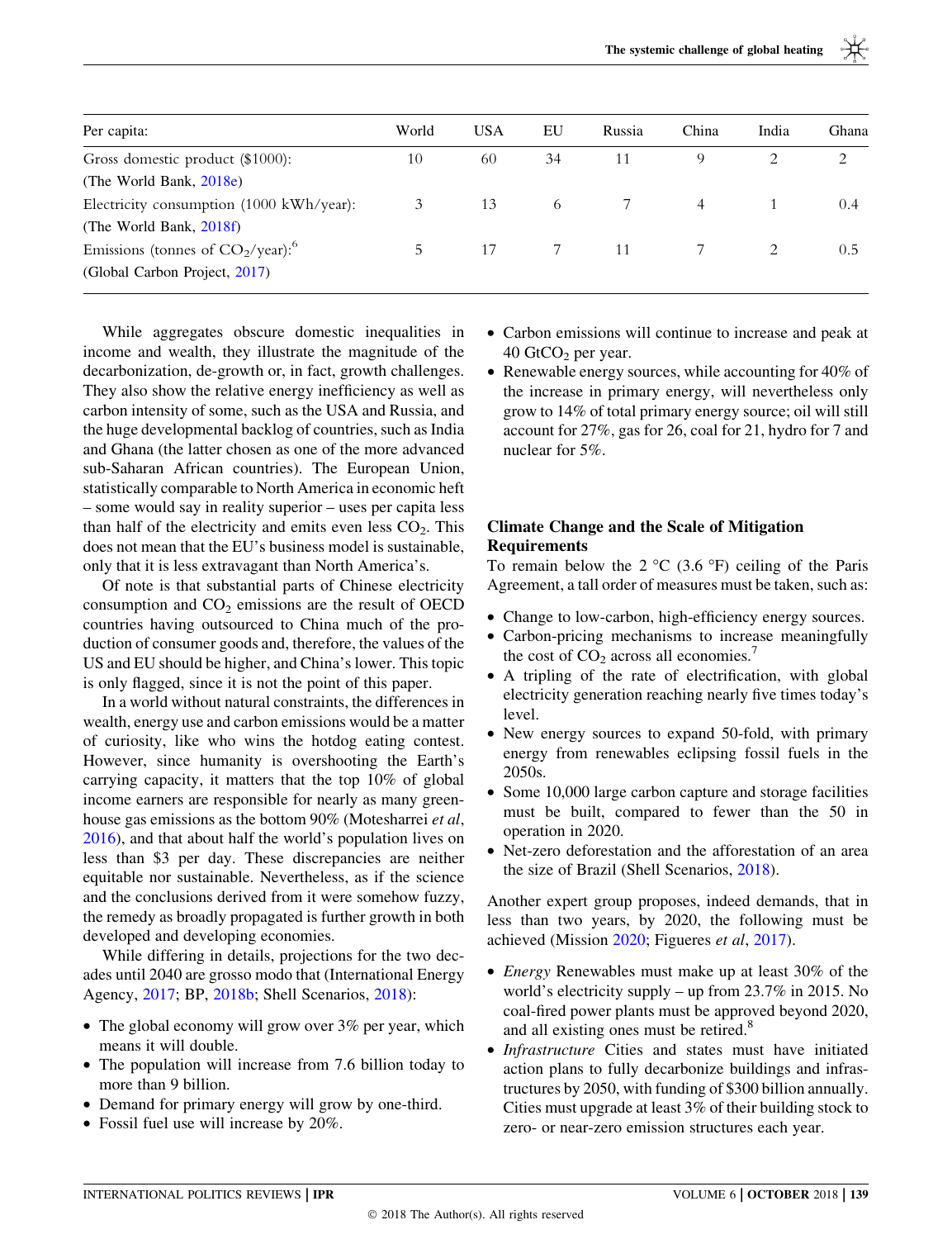| Per capita: | World | USA | EU | Russia | China | India | Ghana |
|---|---|---|---|---|---|---|---|
| Gross domestic product ($1000): (The World Bank, 2018e) | 10 | 60 | 34 | 11 | 9 | 2 | 2 |
| Electricity consumption (1000 kWh/year): (The World Bank, 2018f) | 3 | 13 | 6 | 7 | 4 | 1 | 0.4 |
| Emissions (tonnes of $CO_2$/year):[6] (Global Carbon Project, 2017) | 5 | 17 | 7 | 11 | 7 | 2 | 0.5 |

While aggregates obscure domestic inequalities in income and wealth, they illustrate the magnitude of the decarbonization, de-growth or, in fact, growth challenges. They also show the relative energy inefficiency as well as carbon intensity of some, such as the USA and Russia, and the huge developmental backlog of countries, such as India and Ghana (the latter chosen as one of the more advanced sub-Saharan African countries). The European Union, statistically comparable to North America in economic heft – some would say in reality superior – uses per capita less than half of the electricity and emits even less $CO_2$. This does not mean that the EU's business model is sustainable, only that it is less extravagant than North America's.

Of note is that substantial parts of Chinese electricity consumption and $CO_2$ emissions are the result of OECD countries having outsourced to China much of the production of consumer goods and, therefore, the values of the US and EU should be higher, and China's lower. This topic is only flagged, since it is not the point of this paper.

In a world without natural constraints, the differences in wealth, energy use and carbon emissions would be a matter of curiosity, like who wins the hotdog eating contest. However, since humanity is overshooting the Earth's carrying capacity, it matters that the top 10% of global income earners are responsible for nearly as many greenhouse gas emissions as the bottom 90% (Motesharrei *et al*, 2016), and that about half the world's population lives on less than $3 per day. These discrepancies are neither equitable nor sustainable. Nevertheless, as if the science and the conclusions derived from it were somehow fuzzy, the remedy as broadly propagated is further growth in both developed and developing economies.

While differing in details, projections for the two decades until 2040 are grosso modo that (International Energy Agency, 2017; BP, 2018b; Shell Scenarios, 2018):

- The global economy will grow over 3% per year, which means it will double.
- The population will increase from 7.6 billion today to more than 9 billion.
- Demand for primary energy will grow by one-third.
- Fossil fuel use will increase by 20%.
- Carbon emissions will continue to increase and peak at 40 $GtCO_2$ per year.
- Renewable energy sources, while accounting for 40% of the increase in primary energy, will nevertheless only grow to 14% of total primary energy source; oil will still account for 27%, gas for 26, coal for 21, hydro for 7 and nuclear for 5%.

## Climate Change and the Scale of Mitigation Requirements

To remain below the 2 °C (3.6 °F) ceiling of the Paris Agreement, a tall order of measures must be taken, such as:

- Change to low-carbon, high-efficiency energy sources.
- Carbon-pricing mechanisms to increase meaningfully the cost of $CO_2$ across all economies.[7]
- A tripling of the rate of electrification, with global electricity generation reaching nearly five times today's level.
- New energy sources to expand 50-fold, with primary energy from renewables eclipsing fossil fuels in the 2050s.
- Some 10,000 large carbon capture and storage facilities must be built, compared to fewer than the 50 in operation in 2020.
- Net-zero deforestation and the afforestation of an area the size of Brazil (Shell Scenarios, 2018).

Another expert group proposes, indeed demands, that in less than two years, by 2020, the following must be achieved (Mission 2020; Figueres *et al*, 2017).

- *Energy* Renewables must make up at least 30% of the world's electricity supply – up from 23.7% in 2015. No coal-fired power plants must be approved beyond 2020, and all existing ones must be retired.[8]
- *Infrastructure* Cities and states must have initiated action plans to fully decarbonize buildings and infrastructures by 2050, with funding of $300 billion annually. Cities must upgrade at least 3% of their building stock to zero- or near-zero emission structures each year.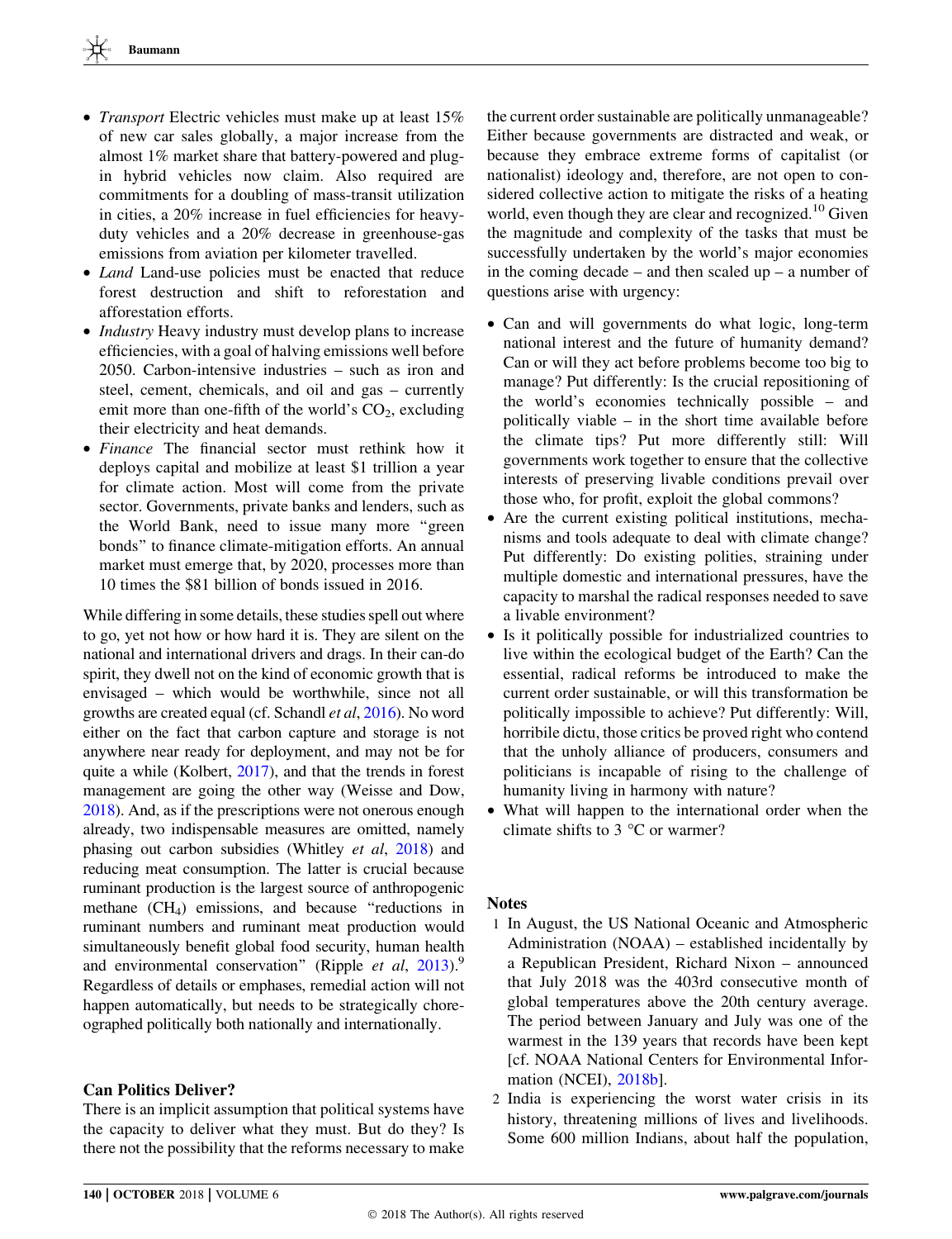- *Transport* Electric vehicles must make up at least 15% of new car sales globally, a major increase from the almost 1% market share that battery-powered and plug-in hybrid vehicles now claim. Also required are commitments for a doubling of mass-transit utilization in cities, a 20% increase in fuel efficiencies for heavy-duty vehicles and a 20% decrease in greenhouse-gas emissions from aviation per kilometer travelled.
- *Land* Land-use policies must be enacted that reduce forest destruction and shift to reforestation and afforestation efforts.
- *Industry* Heavy industry must develop plans to increase efficiencies, with a goal of halving emissions well before 2050. Carbon-intensive industries – such as iron and steel, cement, chemicals, and oil and gas – currently emit more than one-fifth of the world's $CO_2$, excluding their electricity and heat demands.
- *Finance* The financial sector must rethink how it deploys capital and mobilize at least $1 trillion a year for climate action. Most will come from the private sector. Governments, private banks and lenders, such as the World Bank, need to issue many more "green bonds" to finance climate-mitigation efforts. An annual market must emerge that, by 2020, processes more than 10 times the $81 billion of bonds issued in 2016.

While differing in some details, these studies spell out where to go, yet not how or how hard it is. They are silent on the national and international drivers and drags. In their can-do spirit, they dwell not on the kind of economic growth that is envisaged – which would be worthwhile, since not all growths are created equal (cf. Schandl *et al*, 2016). No word either on the fact that carbon capture and storage is not anywhere near ready for deployment, and may not be for quite a while (Kolbert, 2017), and that the trends in forest management are going the other way (Weisse and Dow, 2018). And, as if the prescriptions were not onerous enough already, two indispensable measures are omitted, namely phasing out carbon subsidies (Whitley *et al*, 2018) and reducing meat consumption. The latter is crucial because ruminant production is the largest source of anthropogenic methane ($CH_4$) emissions, and because "reductions in ruminant numbers and ruminant meat production would simultaneously benefit global food security, human health and environmental conservation" (Ripple *et al*, 2013).[9] Regardless of details or emphases, remedial action will not happen automatically, but needs to be strategically choreographed politically both nationally and internationally.

## Can Politics Deliver?

There is an implicit assumption that political systems have the capacity to deliver what they must. But do they? Is there not the possibility that the reforms necessary to make the current order sustainable are politically unmanageable? Either because governments are distracted and weak, or because they embrace extreme forms of capitalist (or nationalist) ideology and, therefore, are not open to considered collective action to mitigate the risks of a heating world, even though they are clear and recognized.[10] Given the magnitude and complexity of the tasks that must be successfully undertaken by the world's major economies in the coming decade – and then scaled up – a number of questions arise with urgency:

- Can and will governments do what logic, long-term national interest and the future of humanity demand? Can or will they act before problems become too big to manage? Put differently: Is the crucial repositioning of the world's economies technically possible – and politically viable – in the short time available before the climate tips? Put more differently still: Will governments work together to ensure that the collective interests of preserving livable conditions prevail over those who, for profit, exploit the global commons?
- Are the current existing political institutions, mechanisms and tools adequate to deal with climate change? Put differently: Do existing polities, straining under multiple domestic and international pressures, have the capacity to marshal the radical responses needed to save a livable environment?
- Is it politically possible for industrialized countries to live within the ecological budget of the Earth? Can the essential, radical reforms be introduced to make the current order sustainable, or will this transformation be politically impossible to achieve? Put differently: Will, horribile dictu, those critics be proved right who contend that the unholy alliance of producers, consumers and politicians is incapable of rising to the challenge of humanity living in harmony with nature?
- What will happen to the international order when the climate shifts to 3 °C or warmer?

## Notes

1 In August, the US National Oceanic and Atmospheric Administration (NOAA) – established incidentally by a Republican President, Richard Nixon – announced that July 2018 was the 403rd consecutive month of global temperatures above the 20th century average. The period between January and July was one of the warmest in the 139 years that records have been kept [cf. NOAA National Centers for Environmental Information (NCEI), 2018b].

2 India is experiencing the worst water crisis in its history, threatening millions of lives and livelihoods. Some 600 million Indians, about half the population,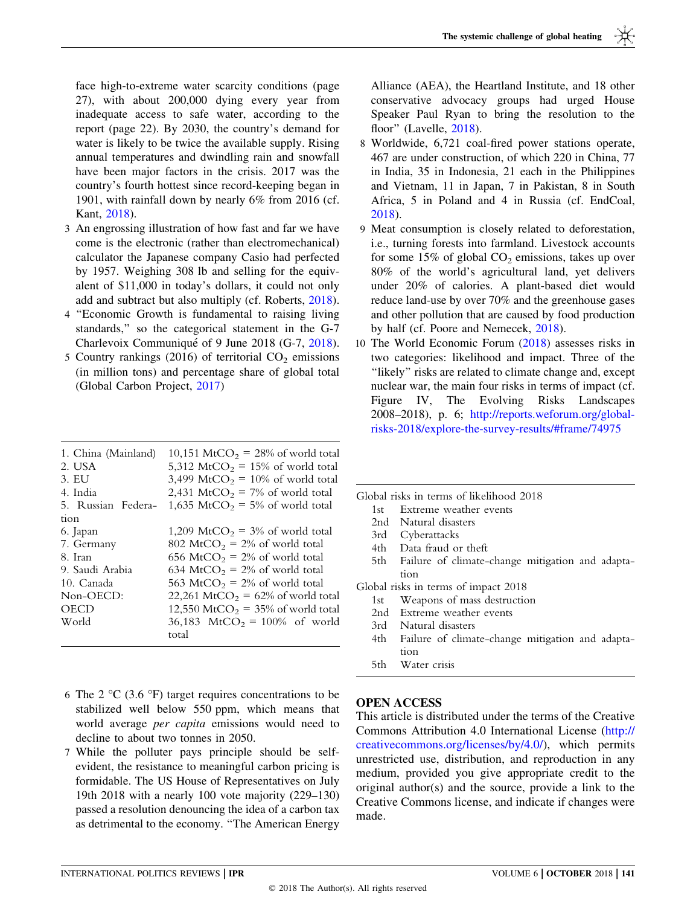face high-to-extreme water scarcity conditions (page 27), with about 200,000 dying every year from inadequate access to safe water, according to the report (page 22). By 2030, the country's demand for water is likely to be twice the available supply. Rising annual temperatures and dwindling rain and snowfall have been major factors in the crisis. 2017 was the country's fourth hottest since record-keeping began in 1901, with rainfall down by nearly 6% from 2016 (cf. Kant, 2018).

3 An engrossing illustration of how fast and far we have come is the electronic (rather than electromechanical) calculator the Japanese company Casio had perfected by 1957. Weighing 308 lb and selling for the equivalent of $11,000 in today's dollars, it could not only add and subtract but also multiply (cf. Roberts, 2018).

4 "Economic Growth is fundamental to raising living standards," so the categorical statement in the G-7 Charlevoix Communiqué of 9 June 2018 (G-7, 2018).

5 Country rankings (2016) of territorial $CO_2$ emissions (in million tons) and percentage share of global total (Global Carbon Project, 2017)

| | |
|---|---|
| 1. China (Mainland) | 10,151 $MtCO_2$ = 28% of world total |
| 2. USA | 5,312 $MtCO_2$ = 15% of world total |
| 3. EU | 3,499 $MtCO_2$ = 10% of world total |
| 4. India | 2,431 $MtCO_2$ = 7% of world total |
| 5. Russian Federation | 1,635 $MtCO_2$ = 5% of world total |
| 6. Japan | 1,209 $MtCO_2$ = 3% of world total |
| 7. Germany | 802 $MtCO_2$ = 2% of world total |
| 8. Iran | 656 $MtCO_2$ = 2% of world total |
| 9. Saudi Arabia | 634 $MtCO_2$ = 2% of world total |
| 10. Canada | 563 $MtCO_2$ = 2% of world total |
| Non-OECD: | 22,261 $MtCO_2$ = 62% of world total |
| OECD | 12,550 $MtCO_2$ = 35% of world total |
| World | 36,183 $MtCO_2$ = 100% of world total |

6 The 2 °C (3.6 °F) target requires concentrations to be stabilized well below 550 ppm, which means that world average *per capita* emissions would need to decline to about two tonnes in 2050.

7 While the polluter pays principle should be self-evident, the resistance to meaningful carbon pricing is formidable. The US House of Representatives on July 19th 2018 with a nearly 100 vote majority (229–130) passed a resolution denouncing the idea of a carbon tax as detrimental to the economy. "The American Energy Alliance (AEA), the Heartland Institute, and 18 other conservative advocacy groups had urged House Speaker Paul Ryan to bring the resolution to the floor" (Lavelle, 2018).

8 Worldwide, 6,721 coal-fired power stations operate, 467 are under construction, of which 220 in China, 77 in India, 35 in Indonesia, 21 each in the Philippines and Vietnam, 11 in Japan, 7 in Pakistan, 8 in South Africa, 5 in Poland and 4 in Russia (cf. EndCoal, 2018).

9 Meat consumption is closely related to deforestation, i.e., turning forests into farmland. Livestock accounts for some 15% of global $CO_2$ emissions, takes up over 80% of the world's agricultural land, yet delivers under 20% of calories. A plant-based diet would reduce land-use by over 70% and the greenhouse gases and other pollution that are caused by food production by half (cf. Poore and Nemecek, 2018).

10 The World Economic Forum (2018) assesses risks in two categories: likelihood and impact. Three of the "likely" risks are related to climate change and, except nuclear war, the main four risks in terms of impact (cf. Figure IV, The Evolving Risks Landscapes 2008–2018), p. 6; http://reports.weforum.org/global-risks-2018/explore-the-survey-results/#frame/74975

| | |
|---|---|
| **Global risks in terms of likelihood 2018** | |
| 1st | Extreme weather events |
| 2nd | Natural disasters |
| 3rd | Cyberattacks |
| 4th | Data fraud or theft |
| 5th | Failure of climate-change mitigation and adaptation |
| **Global risks in terms of impact 2018** | |
| 1st | Weapons of mass destruction |
| 2nd | Extreme weather events |
| 3rd | Natural disasters |
| 4th | Failure of climate-change mitigation and adaptation |
| 5th | Water crisis |

## OPEN ACCESS

This article is distributed under the terms of the Creative Commons Attribution 4.0 International License (http://creativecommons.org/licenses/by/4.0/), which permits unrestricted use, distribution, and reproduction in any medium, provided you give appropriate credit to the original author(s) and the source, provide a link to the Creative Commons license, and indicate if changes were made.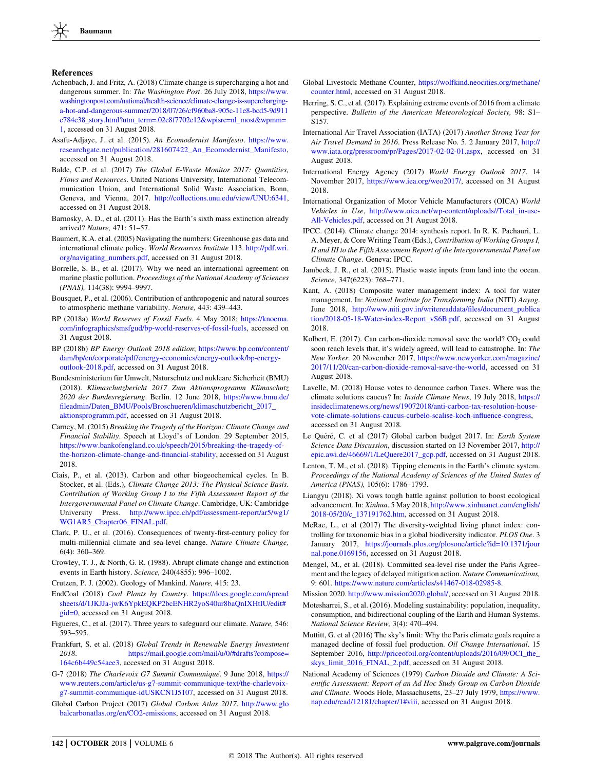## References

Achenbach, J. and Fritz, A. (2018) Climate change is supercharging a hot and dangerous summer. In: *The Washington Post*. 26 July 2018, https://www.washingtonpost.com/national/health-science/climate-change-is-supercharging-a-hot-and-dangerous-summer/2018/07/26/cf960ba8-905c-11e8-bcd5-9d911c784c38_story.html?utm_term=.02e8f7702e12&wpisrc=nl_most&wpmm=1, accessed on 31 August 2018.

Asafu-Adjaye, J. et al. (2015). *An Ecomodernist Manifesto*. https://www.researchgate.net/publication/281607422_An_Ecomodernist_Manifesto, accessed on 31 August 2018.

Balde, C.P. et al. (2017) *The Global E-Waste Monitor 2017: Quantities, Flows and Resources*. United Nations University, International Telecommunication Union, and International Solid Waste Association, Bonn, Geneva, and Vienna, 2017. http://collections.unu.edu/view/UNU:6341, accessed on 31 August 2018.

Barnosky, A. D., et al. (2011). Has the Earth's sixth mass extinction already arrived? *Nature,* 471: 51–57.

Baumert, K.A. et al. (2005) Navigating the numbers: Greenhouse gas data and international climate policy. *World Resources Institute* 113. http://pdf.wri.org/navigating_numbers.pdf, accessed on 31 August 2018.

Borrelle, S. B., et al. (2017). Why we need an international agreement on marine plastic pollution. *Proceedings of the National Academy of Sciences (PNAS),* 114(38): 9994–9997.

Bousquet, P., et al. (2006). Contribution of anthropogenic and natural sources to atmospheric methane variability. *Nature,* 443: 439–443.

BP (2018a) *World Reserves of Fossil Fuels*. 4 May 2018; https://knoema.com/infographics/smsfgud/bp-world-reserves-of-fossil-fuels, accessed on 31 August 2018.

BP (2018b) *BP Energy Outlook 2018 edition*; https://www.bp.com/content/dam/bp/en/corporate/pdf/energy-economics/energy-outlook/bp-energy-outlook-2018.pdf, accessed on 31 August 2018.

Bundesministerium für Umwelt, Naturschutz und nukleare Sicherheit (BMU) (2018). *Klimaschutzbericht 2017 Zum Aktionsprogramm Klimaschutz 2020 der Bundesregierung*. Berlin. 12 June 2018, https://www.bmu.de/fileadmin/Daten_BMU/Pools/Broschueren/klimaschutzbericht_2017_aktionsprogramm.pdf, accessed on 31 August 2018.

Carney, M. (2015) *Breaking the Tragedy of the Horizon: Climate Change and Financial Stability*. Speech at Lloyd's of London. 29 September 2015, https://www.bankofengland.co.uk/speech/2015/breaking-the-tragedy-of-the-horizon-climate-change-and-financial-stability, accessed on 31 August 2018.

Ciais, P., et al. (2013). Carbon and other biogeochemical cycles. In B. Stocker, et al. (Eds.), *Climate Change 2013: The Physical Science Basis. Contribution of Working Group I to the Fifth Assessment Report of the Intergovernmental Panel on Climate Change*. Cambridge, UK: Cambridge University Press. http://www.ipcc.ch/pdf/assessment-report/ar5/wg1/WG1AR5_Chapter06_FINAL.pdf.

Clark, P. U., et al. (2016). Consequences of twenty-first-century policy for multi-millennial climate and sea-level change. *Nature Climate Change,* 6(4): 360–369.

Crowley, T. J., & North, G. R. (1988). Abrupt climate change and extinction events in Earth history. *Science,* 240(4855): 996–1002.

Crutzen, P. J. (2002). Geology of Mankind. *Nature,* 415: 23.

EndCoal (2018) *Coal Plants by Country*. https://docs.google.com/spreadsheets/d/1JKJJa-jwK6YpkEQKP2bcENHR2yoS40ur8baQnIXHtIU/edit#gid=0, accessed on 31 August 2018.

Figueres, C., et al. (2017). Three years to safeguard our climate. *Nature,* 546: 593–595.

Frankfurt, S. et al. (2018) *Global Trends in Renewable Energy Investment 2018*. https://mail.google.com/mail/u/0/#drafts?compose=164c6b449c54aee3, accessed on 31 August 2018.

G-7 (2018) *The Charlevoix G7 Summit Communiqué*. 9 June 2018, https://www.reuters.com/article/us-g7-summit-communique-text/the-charlevoix-g7-summit-communique-idUSKCN1J5107, accessed on 31 August 2018.

Global Carbon Project (2017) *Global Carbon Atlas 2017*, http://www.globalcarbonatlas.org/en/CO2-emissions, accessed on 31 August 2018.

Global Livestock Methane Counter, https://wolfkind.neocities.org/methane/counter.html, accessed on 31 August 2018.

Herring, S. C., et al. (2017). Explaining extreme events of 2016 from a climate perspective. *Bulletin of the American Meteorological Society,* 98: S1–S157.

International Air Travel Association (IATA) (2017) *Another Strong Year for Air Travel Demand in 2016*. Press Release No. 5. 2 January 2017, http://www.iata.org/pressroom/pr/Pages/2017-02-02-01.aspx, accessed on 31 August 2018.

International Energy Agency (2017) *World Energy Outlook 2017*. 14 November 2017, https://www.iea.org/weo2017/, accessed on 31 August 2018.

International Organization of Motor Vehicle Manufacturers (OICA) *World Vehicles in Use*, http://www.oica.net/wp-content/uploads//Total_in-use-All-Vehicles.pdf, accessed on 31 August 2018.

IPCC. (2014). Climate change 2014: synthesis report. In R. K. Pachauri, L. A. Meyer, & Core Writing Team (Eds.), *Contribution of Working Groups I, II and III to the Fifth Assessment Report of the Intergovernmental Panel on Climate Change*. Geneva: IPCC.

Jambeck, J. R., et al. (2015). Plastic waste inputs from land into the ocean. *Science,* 347(6223): 768–771.

Kant, A. (2018) Composite water management index: A tool for water management. In: *National Institute for Transforming India* (NITI) *Aayog*. June 2018, http://www.niti.gov.in/writereaddata/files/document_publication/2018-05-18-Water-index-Report_vS6B.pdf, accessed on 31 August 2018.

Kolbert, E. (2017). Can carbon-dioxide removal save the world? $CO_2$ could soon reach levels that, it's widely agreed, will lead to catastrophe. In: *The New Yorker*. 20 November 2017, https://www.newyorker.com/magazine/2017/11/20/can-carbon-dioxide-removal-save-the-world, accessed on 31 August 2018.

Lavelle, M. (2018) House votes to denounce carbon Taxes. Where was the climate solutions caucus? In: *Inside Climate News*, 19 July 2018, https://insideclimatenews.org/news/19072018/anti-carbon-tax-resolution-house-vote-climate-solutions-caucus-curbelo-scalise-koch-influence-congress, accessed on 31 August 2018.

Le Quéré, C. et al (2017) Global carbon budget 2017. In: *Earth System Science Data Discussion*, discussion started on 13 November 2017, http://epic.awi.de/46669/1/LeQuere2017_gcp.pdf, accessed on 31 August 2018.

Lenton, T. M., et al. (2018). Tipping elements in the Earth's climate system. *Proceedings of the National Academy of Sciences of the United States of America (PNAS),* 105(6): 1786–1793.

Liangyu (2018). Xi vows tough battle against pollution to boost ecological advancement. In: *Xinhua*. 5 May 2018, http://www.xinhuanet.com/english/2018-05/20/c_137191762.htm, accessed on 31 August 2018.

McRae, L., et al (2017) The diversity-weighted living planet index: controlling for taxonomic bias in a global biodiversity indicator. *PLOS One*. 3 January 2017, https://journals.plos.org/plosone/article?id=10.1371/journal.pone.0169156, accessed on 31 August 2018.

Mengel, M., et al. (2018). Committed sea-level rise under the Paris Agreement and the legacy of delayed mitigation action. *Nature Communications,* 9: 601. https://www.nature.com/articles/s41467-018-02985-8.

Mission 2020. http://www.mission2020.global/, accessed on 31 August 2018.

Motesharrei, S., et al. (2016). Modeling sustainability: population, inequality, consumption, and bidirectional coupling of the Earth and Human Systems. *National Science Review,* 3(4): 470–494.

Muttitt, G. et al (2016) The sky's limit: Why the Paris climate goals require a managed decline of fossil fuel production. *Oil Change International*. 15 September 2016, http://priceofoil.org/content/uploads/2016/09/OCI_the_skys_limit_2016_FINAL_2.pdf, accessed on 31 August 2018.

National Academy of Sciences (1979) *Carbon Dioxide and Climate: A Scientific Assessment: Report of an Ad Hoc Study Group on Carbon Dioxide and Climate*. Woods Hole, Massachusetts, 23–27 July 1979, https://www.nap.edu/read/12181/chapter/1#viii, accessed on 31 August 2018.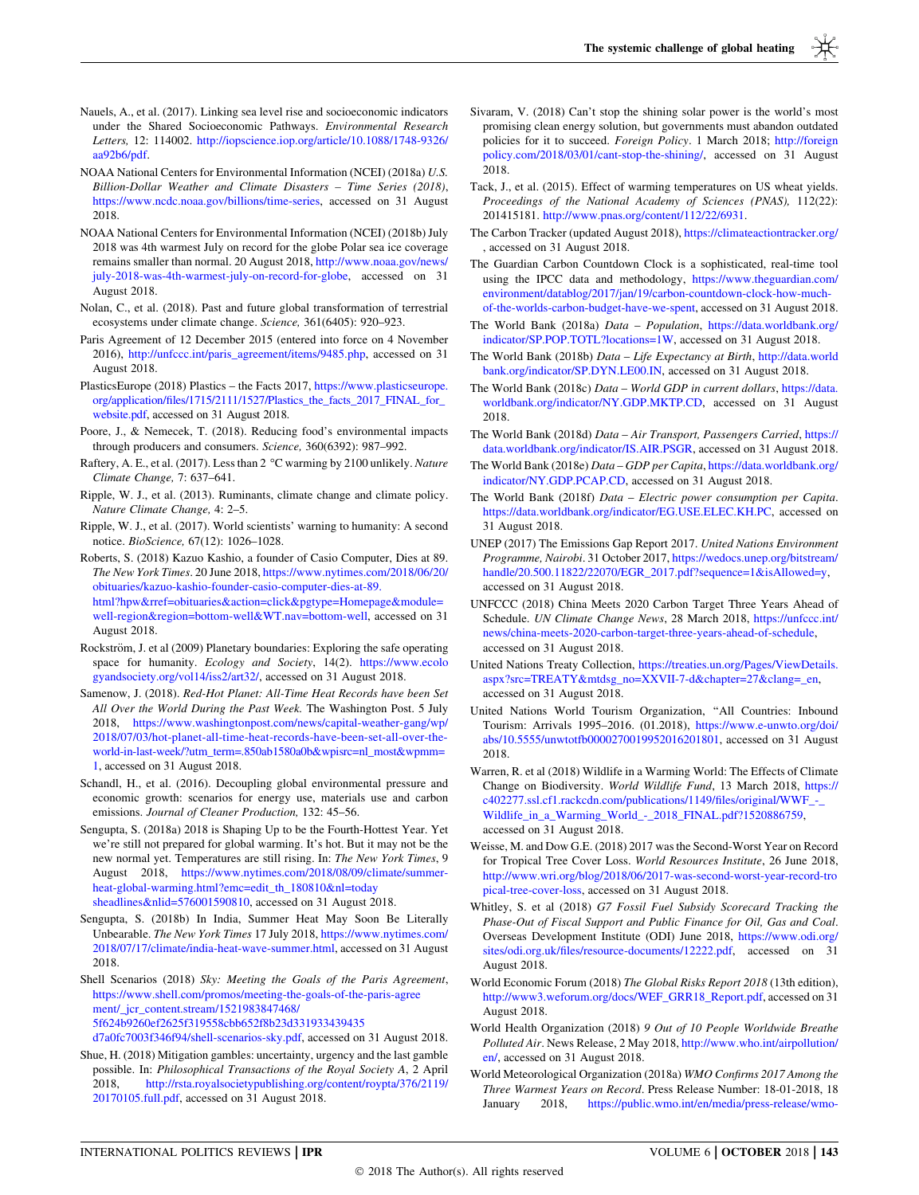Nauels, A., et al. (2017). Linking sea level rise and socioeconomic indicators under the Shared Socioeconomic Pathways. *Environmental Research Letters,* 12: 114002. http://iopscience.iop.org/article/10.1088/1748-9326/aa92b6/pdf.

NOAA National Centers for Environmental Information (NCEI) (2018a) *U.S. Billion-Dollar Weather and Climate Disasters – Time Series (2018)*, https://www.ncdc.noaa.gov/billions/time-series, accessed on 31 August 2018.

NOAA National Centers for Environmental Information (NCEI) (2018b) July 2018 was 4th warmest July on record for the globe Polar sea ice coverage remains smaller than normal. 20 August 2018, http://www.noaa.gov/news/july-2018-was-4th-warmest-july-on-record-for-globe, accessed on 31 August 2018.

Nolan, C., et al. (2018). Past and future global transformation of terrestrial ecosystems under climate change. *Science,* 361(6405): 920–923.

Paris Agreement of 12 December 2015 (entered into force on 4 November 2016), http://unfccc.int/paris_agreement/items/9485.php, accessed on 31 August 2018.

PlasticsEurope (2018) Plastics – the Facts 2017, https://www.plasticseurope.org/application/files/1715/2111/1527/Plastics_the_facts_2017_FINAL_for_website.pdf, accessed on 31 August 2018.

Poore, J., & Nemecek, T. (2018). Reducing food's environmental impacts through producers and consumers. *Science,* 360(6392): 987–992.

Raftery, A. E., et al. (2017). Less than 2 °C warming by 2100 unlikely. *Nature Climate Change,* 7: 637–641.

Ripple, W. J., et al. (2013). Ruminants, climate change and climate policy. *Nature Climate Change,* 4: 2–5.

Ripple, W. J., et al. (2017). World scientists' warning to humanity: A second notice. *BioScience,* 67(12): 1026–1028.

Roberts, S. (2018) Kazuo Kashio, a founder of Casio Computer, Dies at 89. *The New York Times*. 20 June 2018, https://www.nytimes.com/2018/06/20/obituaries/kazuo-kashio-founder-casio-computer-dies-at-89.html?hpw&rref=obituaries&action=click&pgtype=Homepage&module=well-region&region=bottom-well&WT.nav=bottom-well, accessed on 31 August 2018.

Rockström, J. et al (2009) Planetary boundaries: Exploring the safe operating space for humanity. *Ecology and Society*, 14(2). https://www.ecologyandsociety.org/vol14/iss2/art32/, accessed on 31 August 2018.

Samenow, J. (2018). *Red-Hot Planet: All-Time Heat Records have been Set All Over the World During the Past Week.* The Washington Post. 5 July 2018, https://www.washingtonpost.com/news/capital-weather-gang/wp/2018/07/03/hot-planet-all-time-heat-records-have-been-set-all-over-the-world-in-last-week/?utm_term=.850ab1580a0b&wpisrc=nl_most&wpmm=1, accessed on 31 August 2018.

Schandl, H., et al. (2016). Decoupling global environmental pressure and economic growth: scenarios for energy use, materials use and carbon emissions. *Journal of Cleaner Production,* 132: 45–56.

Sengupta, S. (2018a) 2018 is Shaping Up to be the Fourth-Hottest Year. Yet we're still not prepared for global warming. It's hot. But it may not be the new normal yet. Temperatures are still rising. In: *The New York Times*, 9 August 2018, https://www.nytimes.com/2018/08/09/climate/summer-heat-global-warming.html?emc=edit_th_180810&nl=todaysheadlines&nlid=576001590810, accessed on 31 August 2018.

Sengupta, S. (2018b) In India, Summer Heat May Soon Be Literally Unbearable. *The New York Times* 17 July 2018, https://www.nytimes.com/2018/07/17/climate/india-heat-wave-summer.html, accessed on 31 August 2018.

Shell Scenarios (2018) *Sky: Meeting the Goals of the Paris Agreement*, https://www.shell.com/promos/meeting-the-goals-of-the-paris-agreement/_jcr_content.stream/1521983847468/5f624b9260ef2625f319558cbb652f8b23d331933439435d7a0fc7003f346f94/shell-scenarios-sky.pdf, accessed on 31 August 2018.

Shue, H. (2018) Mitigation gambles: uncertainty, urgency and the last gamble possible. In: *Philosophical Transactions of the Royal Society A*, 2 April 2018, http://rsta.royalsocietypublishing.org/content/roypta/376/2119/20170105.full.pdf, accessed on 31 August 2018.

Sivaram, V. (2018) Can't stop the shining solar power is the world's most promising clean energy solution, but governments must abandon outdated policies for it to succeed. *Foreign Policy*. 1 March 2018; http://foreignpolicy.com/2018/03/01/cant-stop-the-shining/, accessed on 31 August 2018.

Tack, J., et al. (2015). Effect of warming temperatures on US wheat yields. *Proceedings of the National Academy of Sciences (PNAS),* 112(22): 201415181. http://www.pnas.org/content/112/22/6931.

The Carbon Tracker (updated August 2018), https://climateactiontracker.org/, accessed on 31 August 2018.

The Guardian Carbon Countdown Clock is a sophisticated, real-time tool using the IPCC data and methodology, https://www.theguardian.com/environment/datablog/2017/jan/19/carbon-countdown-clock-how-much-of-the-worlds-carbon-budget-have-we-spent, accessed on 31 August 2018.

The World Bank (2018a) *Data – Population*, https://data.worldbank.org/indicator/SP.POP.TOTL?locations=1W, accessed on 31 August 2018.

The World Bank (2018b) *Data – Life Expectancy at Birth*, http://data.worldbank.org/indicator/SP.DYN.LE00.IN, accessed on 31 August 2018.

The World Bank (2018c) *Data – World GDP in current dollars*, https://data.worldbank.org/indicator/NY.GDP.MKTP.CD, accessed on 31 August 2018.

The World Bank (2018d) *Data – Air Transport, Passengers Carried*, https://data.worldbank.org/indicator/IS.AIR.PSGR, accessed on 31 August 2018.

The World Bank (2018e) *Data – GDP per Capita*, https://data.worldbank.org/indicator/NY.GDP.PCAP.CD, accessed on 31 August 2018.

The World Bank (2018f) *Data – Electric power consumption per Capita*. https://data.worldbank.org/indicator/EG.USE.ELEC.KH.PC, accessed on 31 August 2018.

UNEP (2017) The Emissions Gap Report 2017. *United Nations Environment Programme, Nairobi*. 31 October 2017, https://wedocs.unep.org/bitstream/handle/20.500.11822/22070/EGR_2017.pdf?sequence=1&isAllowed=y, accessed on 31 August 2018.

UNFCCC (2018) China Meets 2020 Carbon Target Three Years Ahead of Schedule. *UN Climate Change News*, 28 March 2018, https://unfccc.int/news/china-meets-2020-carbon-target-three-years-ahead-of-schedule, accessed on 31 August 2018.

United Nations Treaty Collection, https://treaties.un.org/Pages/ViewDetails.aspx?src=TREATY&mtdsg_no=XXVII-7-d&chapter=27&clang=_en, accessed on 31 August 2018.

United Nations World Tourism Organization, "All Countries: Inbound Tourism: Arrivals 1995–2016. (01.2018), https://www.e-unwto.org/doi/abs/10.5555/unwtotfb0000270019952016201801, accessed on 31 August 2018.

Warren, R. et al (2018) Wildlife in a Warming World: The Effects of Climate Change on Biodiversity. *World Wildlife Fund*, 13 March 2018, https://c402277.ssl.cf1.rackcdn.com/publications/1149/files/original/WWF_-_Wildlife_in_a_Warming_World_-_2018_FINAL.pdf?1520886759, accessed on 31 August 2018.

Weisse, M. and Dow G.E. (2018) 2017 was the Second-Worst Year on Record for Tropical Tree Cover Loss. *World Resources Institute*, 26 June 2018, http://www.wri.org/blog/2018/06/2017-was-second-worst-year-record-tropical-tree-cover-loss, accessed on 31 August 2018.

Whitley, S. et al (2018) *G7 Fossil Fuel Subsidy Scorecard Tracking the Phase-Out of Fiscal Support and Public Finance for Oil, Gas and Coal*. Overseas Development Institute (ODI) June 2018, https://www.odi.org/sites/odi.org.uk/files/resource-documents/12222.pdf, accessed on 31 August 2018.

World Economic Forum (2018) *The Global Risks Report 2018* (13th edition), http://www3.weforum.org/docs/WEF_GRR18_Report.pdf, accessed on 31 August 2018.

World Health Organization (2018) *9 Out of 10 People Worldwide Breathe Polluted Air*. News Release, 2 May 2018, http://www.who.int/airpollution/en/, accessed on 31 August 2018.

World Meteorological Organization (2018a) *WMO Confirms 2017 Among the Three Warmest Years on Record*. Press Release Number: 18-01-2018, 18 January 2018, https://public.wmo.int/en/media/press-release/wmo-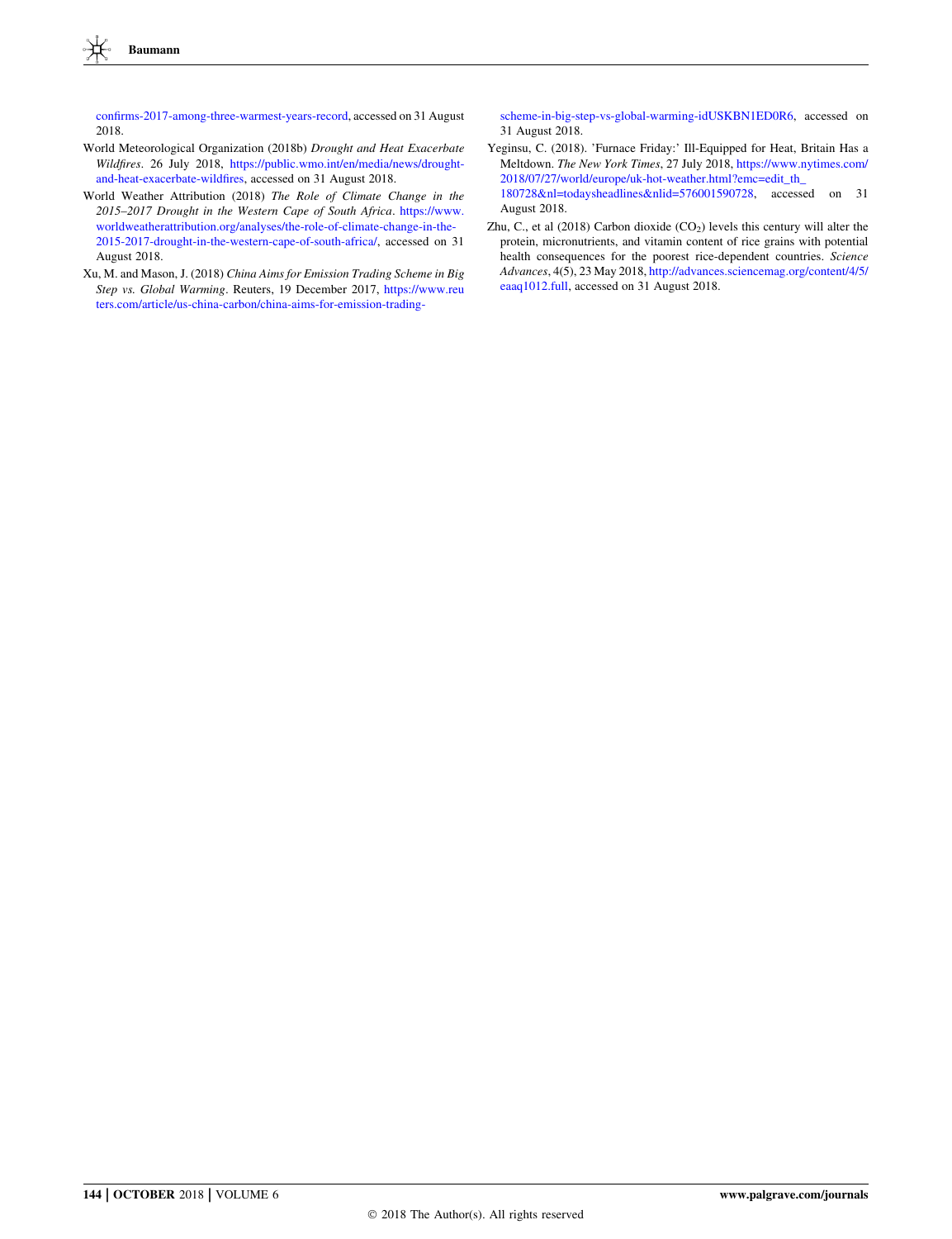confirms-2017-among-three-warmest-years-record, accessed on 31 August 2018.

World Meteorological Organization (2018b) *Drought and Heat Exacerbate Wildfires*. 26 July 2018, https://public.wmo.int/en/media/news/drought-and-heat-exacerbate-wildfires, accessed on 31 August 2018.

World Weather Attribution (2018) *The Role of Climate Change in the 2015–2017 Drought in the Western Cape of South Africa*. https://www.worldweatherattribution.org/analyses/the-role-of-climate-change-in-the-2015-2017-drought-in-the-western-cape-of-south-africa/, accessed on 31 August 2018.

Xu, M. and Mason, J. (2018) *China Aims for Emission Trading Scheme in Big Step vs. Global Warming*. Reuters, 19 December 2017, https://www.reuters.com/article/us-china-carbon/china-aims-for-emission-trading-scheme-in-big-step-vs-global-warming-idUSKBN1ED0R6, accessed on 31 August 2018.

Yeginsu, C. (2018). 'Furnace Friday:' Ill-Equipped for Heat, Britain Has a Meltdown. *The New York Times*, 27 July 2018, https://www.nytimes.com/2018/07/27/world/europe/uk-hot-weather.html?emc=edit_th_180728&nl=todaysheadlines&nlid=576001590728, accessed on 31 August 2018.

Zhu, C., et al (2018) Carbon dioxide ($CO_2$) levels this century will alter the protein, micronutrients, and vitamin content of rice grains with potential health consequences for the poorest rice-dependent countries. *Science Advances*, 4(5), 23 May 2018, http://advances.sciencemag.org/content/4/5/eaaq1012.full, accessed on 31 August 2018.